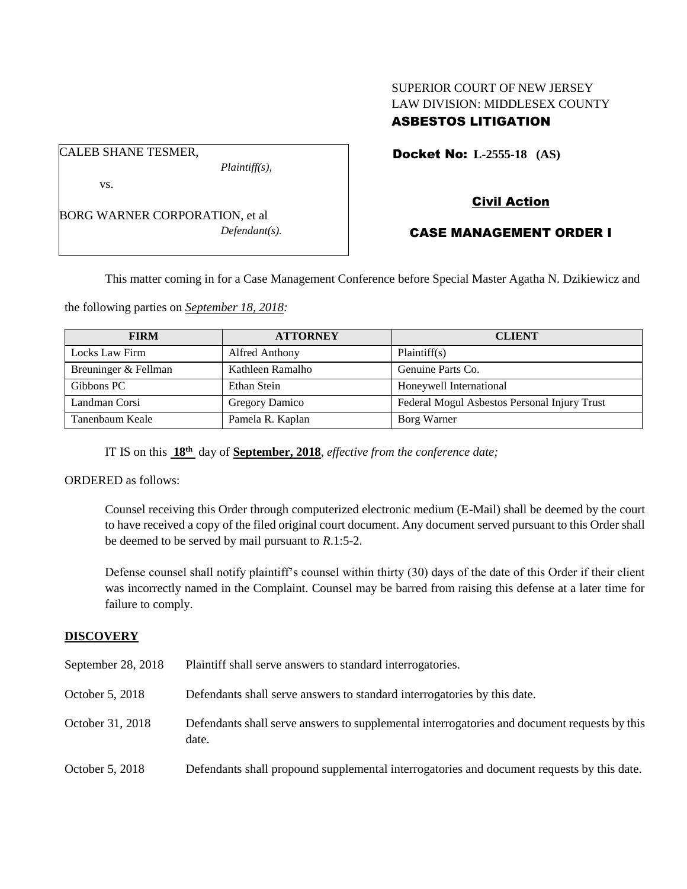SUPERIOR COURT OF NEW JERSEY
LAW DIVISION: MIDDLESEX COUNTY
**ASBESTOS LITIGATION**

CALEB SHANE TESMER,
*Plaintiff(s),*

vs.

BORG WARNER CORPORATION, et al
*Defendant(s).*

**Docket No: L-2555-18 (AS)**

**Civil Action**

**CASE MANAGEMENT ORDER I**

This matter coming in for a Case Management Conference before Special Master Agatha N. Dzikiewicz and the following parties on *September 18, 2018:*

| FIRM | ATTORNEY | CLIENT |
|---|---|---|
| Locks Law Firm | Alfred Anthony | Plaintiff(s) |
| Breuninger & Fellman | Kathleen Ramalho | Genuine Parts Co. |
| Gibbons PC | Ethan Stein | Honeywell International |
| Landman Corsi | Gregory Damico | Federal Mogul Asbestos Personal Injury Trust |
| Tanenbaum Keale | Pamela R. Kaplan | Borg Warner |

IT IS on this **18th** day of **September, 2018**, *effective from the conference date;*

ORDERED as follows:

Counsel receiving this Order through computerized electronic medium (E-Mail) shall be deemed by the court to have received a copy of the filed original court document. Any document served pursuant to this Order shall be deemed to be served by mail pursuant to *R*.1:5-2.

Defense counsel shall notify plaintiff's counsel within thirty (30) days of the date of this Order if their client was incorrectly named in the Complaint. Counsel may be barred from raising this defense at a later time for failure to comply.

## DISCOVERY

| | |
|---|---|
| September 28, 2018 | Plaintiff shall serve answers to standard interrogatories. |
| October 5, 2018 | Defendants shall serve answers to standard interrogatories by this date. |
| October 31, 2018 | Defendants shall serve answers to supplemental interrogatories and document requests by this date. |
| October 5, 2018 | Defendants shall propound supplemental interrogatories and document requests by this date. |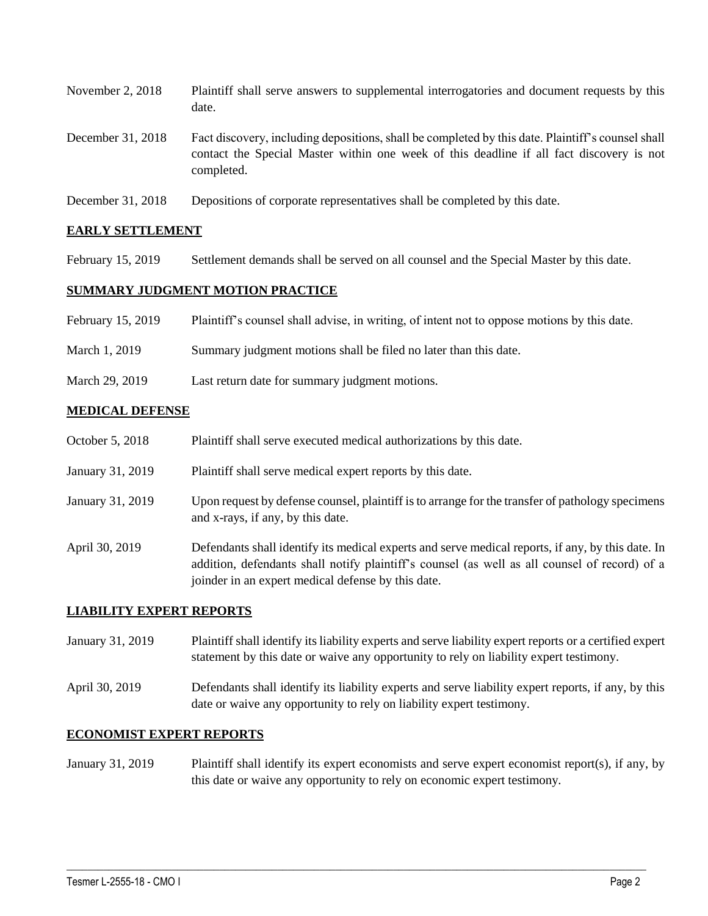November 2, 2018 Plaintiff shall serve answers to supplemental interrogatories and document requests by this date.

December 31, 2018 Fact discovery, including depositions, shall be completed by this date. Plaintiff's counsel shall contact the Special Master within one week of this deadline if all fact discovery is not completed.

December 31, 2018 Depositions of corporate representatives shall be completed by this date.

**EARLY SETTLEMENT**

February 15, 2019 Settlement demands shall be served on all counsel and the Special Master by this date.

**SUMMARY JUDGMENT MOTION PRACTICE**

February 15, 2019 Plaintiff's counsel shall advise, in writing, of intent not to oppose motions by this date.

March 1, 2019 Summary judgment motions shall be filed no later than this date.

March 29, 2019 Last return date for summary judgment motions.

**MEDICAL DEFENSE**

October 5, 2018 Plaintiff shall serve executed medical authorizations by this date.

January 31, 2019 Plaintiff shall serve medical expert reports by this date.

January 31, 2019 Upon request by defense counsel, plaintiff is to arrange for the transfer of pathology specimens and x-rays, if any, by this date.

April 30, 2019 Defendants shall identify its medical experts and serve medical reports, if any, by this date. In addition, defendants shall notify plaintiff's counsel (as well as all counsel of record) of a joinder in an expert medical defense by this date.

**LIABILITY EXPERT REPORTS**

January 31, 2019 Plaintiff shall identify its liability experts and serve liability expert reports or a certified expert statement by this date or waive any opportunity to rely on liability expert testimony.

April 30, 2019 Defendants shall identify its liability experts and serve liability expert reports, if any, by this date or waive any opportunity to rely on liability expert testimony.

**ECONOMIST EXPERT REPORTS**

January 31, 2019 Plaintiff shall identify its expert economists and serve expert economist report(s), if any, by this date or waive any opportunity to rely on economic expert testimony.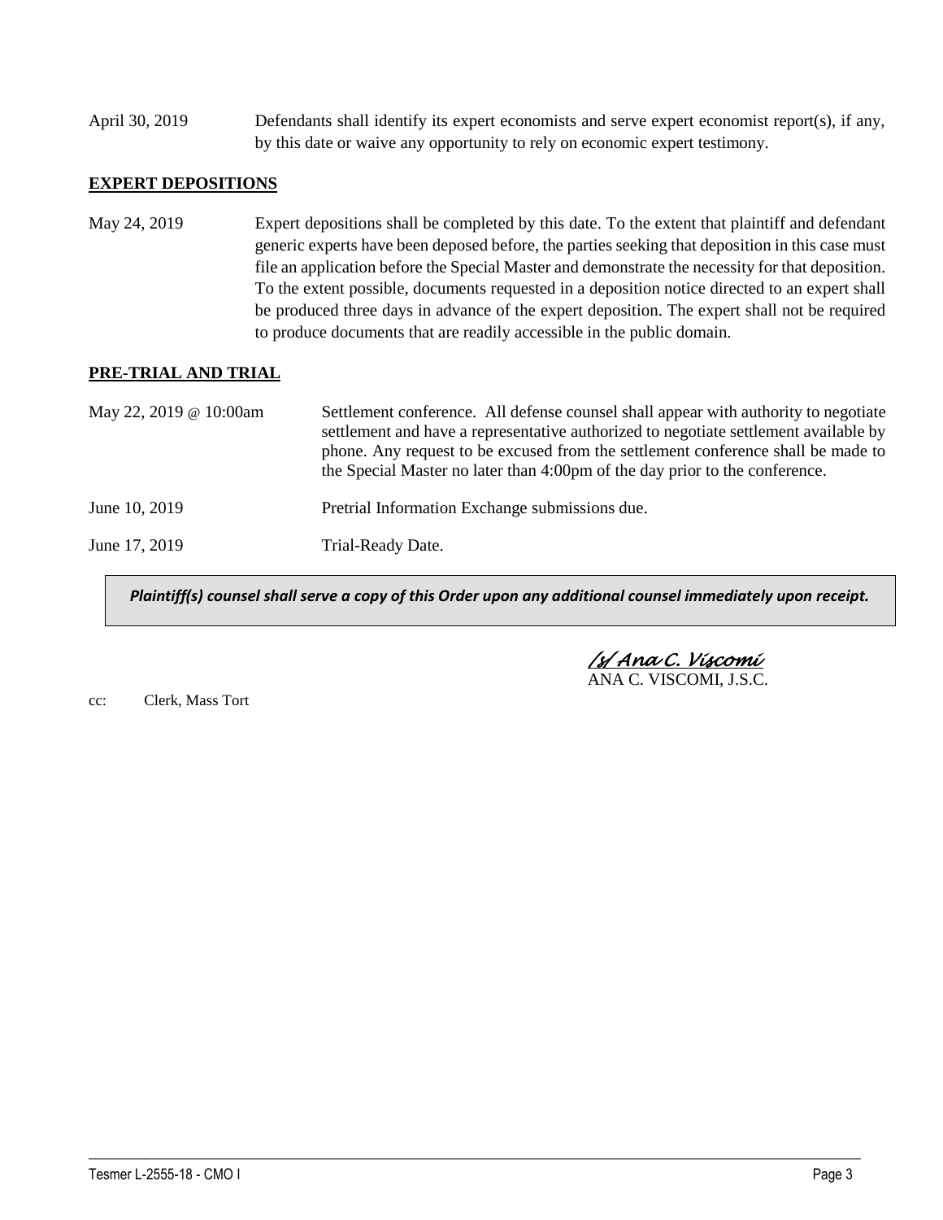| | |
|---|---|
| April 30, 2019 | Defendants shall identify its expert economists and serve expert economist report(s), if any, by this date or waive any opportunity to rely on economic expert testimony. |

## EXPERT DEPOSITIONS

| | |
|---|---|
| May 24, 2019 | Expert depositions shall be completed by this date. To the extent that plaintiff and defendant generic experts have been deposed before, the parties seeking that deposition in this case must file an application before the Special Master and demonstrate the necessity for that deposition. To the extent possible, documents requested in a deposition notice directed to an expert shall be produced three days in advance of the expert deposition. The expert shall not be required to produce documents that are readily accessible in the public domain. |

## PRE-TRIAL AND TRIAL

| | |
|---|---|
| May 22, 2019 @ 10:00am | Settlement conference. All defense counsel shall appear with authority to negotiate settlement and have a representative authorized to negotiate settlement available by phone. Any request to be excused from the settlement conference shall be made to the Special Master no later than 4:00pm of the day prior to the conference. |
| June 10, 2019 | Pretrial Information Exchange submissions due. |
| June 17, 2019 | Trial-Ready Date. |

***Plaintiff(s) counsel shall serve a copy of this Order upon any additional counsel immediately upon receipt.***

/s/ Ana C. Viscomi
ANA C. VISCOMI, J.S.C.

cc: Clerk, Mass Tort